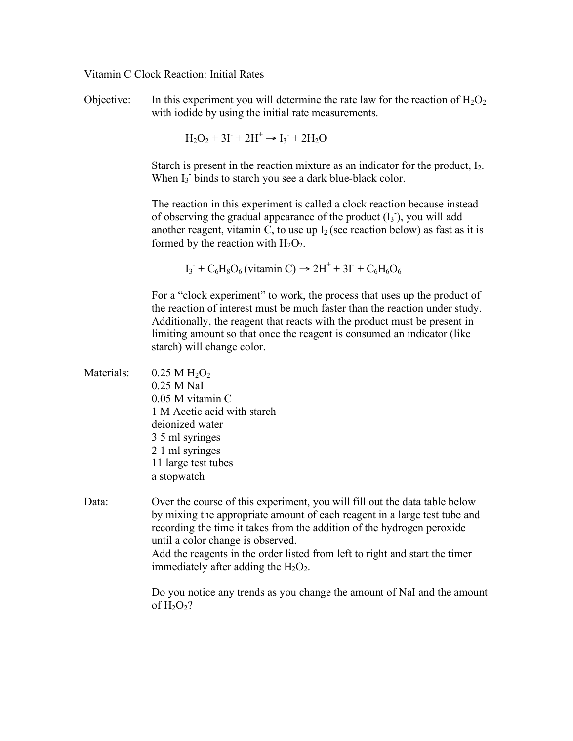# Vitamin C Clock Reaction: Initial Rates

**Objective:** In this experiment you will determine the rate law for the reaction of $H_2O_2$ with iodide by using the initial rate measurements.

$$H_2O_2 + 3I^- + 2H^+ \rightarrow I_3^- + 2H_2O$$

Starch is present in the reaction mixture as an indicator for the product, $I_2$. When $I_3^-$ binds to starch you see a dark blue-black color.

The reaction in this experiment is called a clock reaction because instead of observing the gradual appearance of the product ($I_3^-$), you will add another reagent, vitamin C, to use up $I_2$ (see reaction below) as fast as it is formed by the reaction with $H_2O_2$.

$$I_3^- + C_6H_8O_6 \text{ (vitamin C)} \rightarrow 2H^+ + 3I^- + C_6H_6O_6$$

For a "clock experiment" to work, the process that uses up the product of the reaction of interest must be much faster than the reaction under study. Additionally, the reagent that reacts with the product must be present in limiting amount so that once the reagent is consumed an indicator (like starch) will change color.

**Materials:**

- 0.25 M $H_2O_2$
- 0.25 M NaI
- 0.05 M vitamin C
- 1 M Acetic acid with starch
- deionized water
- 3 5 ml syringes
- 2 1 ml syringes
- 11 large test tubes
- a stopwatch

**Data:** Over the course of this experiment, you will fill out the data table below by mixing the appropriate amount of each reagent in a large test tube and recording the time it takes from the addition of the hydrogen peroxide until a color change is observed.
Add the reagents in the order listed from left to right and start the timer immediately after adding the $H_2O_2$.

Do you notice any trends as you change the amount of NaI and the amount of $H_2O_2$?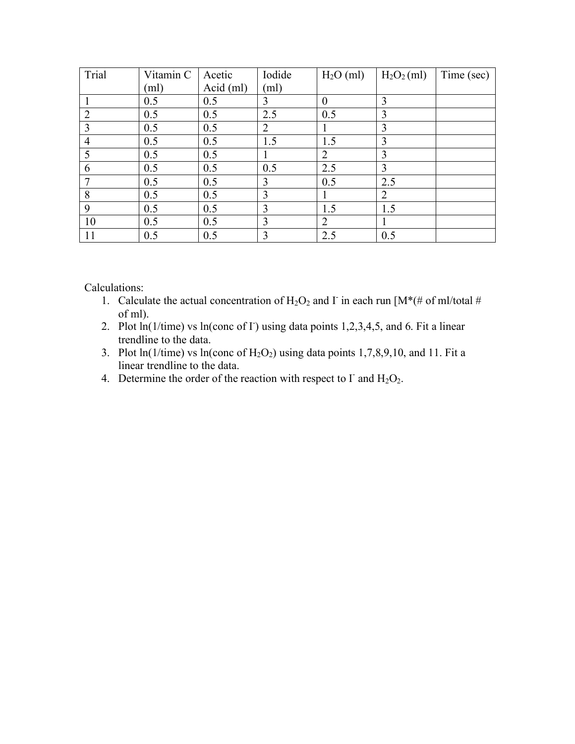| Trial | Vitamin C (ml) | Acetic Acid (ml) | Iodide (ml) | $H_2O$ (ml) | $H_2O_2$ (ml) | Time (sec) |
|---|---|---|---|---|---|---|
| 1 | 0.5 | 0.5 | 3 | 0 | 3 | |
| 2 | 0.5 | 0.5 | 2.5 | 0.5 | 3 | |
| 3 | 0.5 | 0.5 | 2 | 1 | 3 | |
| 4 | 0.5 | 0.5 | 1.5 | 1.5 | 3 | |
| 5 | 0.5 | 0.5 | 1 | 2 | 3 | |
| 6 | 0.5 | 0.5 | 0.5 | 2.5 | 3 | |
| 7 | 0.5 | 0.5 | 3 | 0.5 | 2.5 | |
| 8 | 0.5 | 0.5 | 3 | 1 | 2 | |
| 9 | 0.5 | 0.5 | 3 | 1.5 | 1.5 | |
| 10 | 0.5 | 0.5 | 3 | 2 | 1 | |
| 11 | 0.5 | 0.5 | 3 | 2.5 | 0.5 | |

Calculations:

1. Calculate the actual concentration of $H_2O_2$ and $I^-$ in each run [M*(# of ml/total # of ml).
2. Plot ln(1/time) vs ln(conc of $I^-$) using data points 1,2,3,4,5, and 6. Fit a linear trendline to the data.
3. Plot ln(1/time) vs ln(conc of $H_2O_2$) using data points 1,7,8,9,10, and 11. Fit a linear trendline to the data.
4. Determine the order of the reaction with respect to $I^-$ and $H_2O_2$.